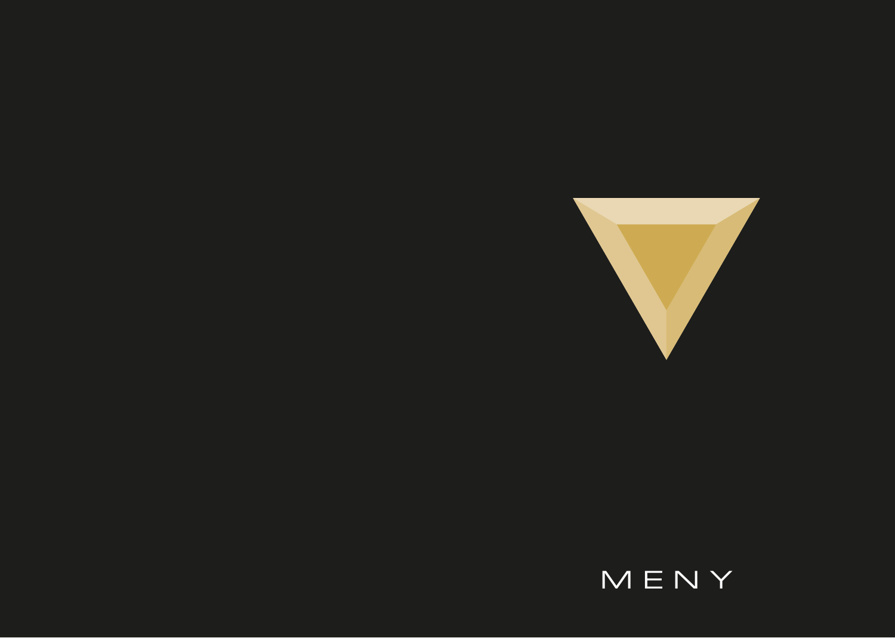# MENY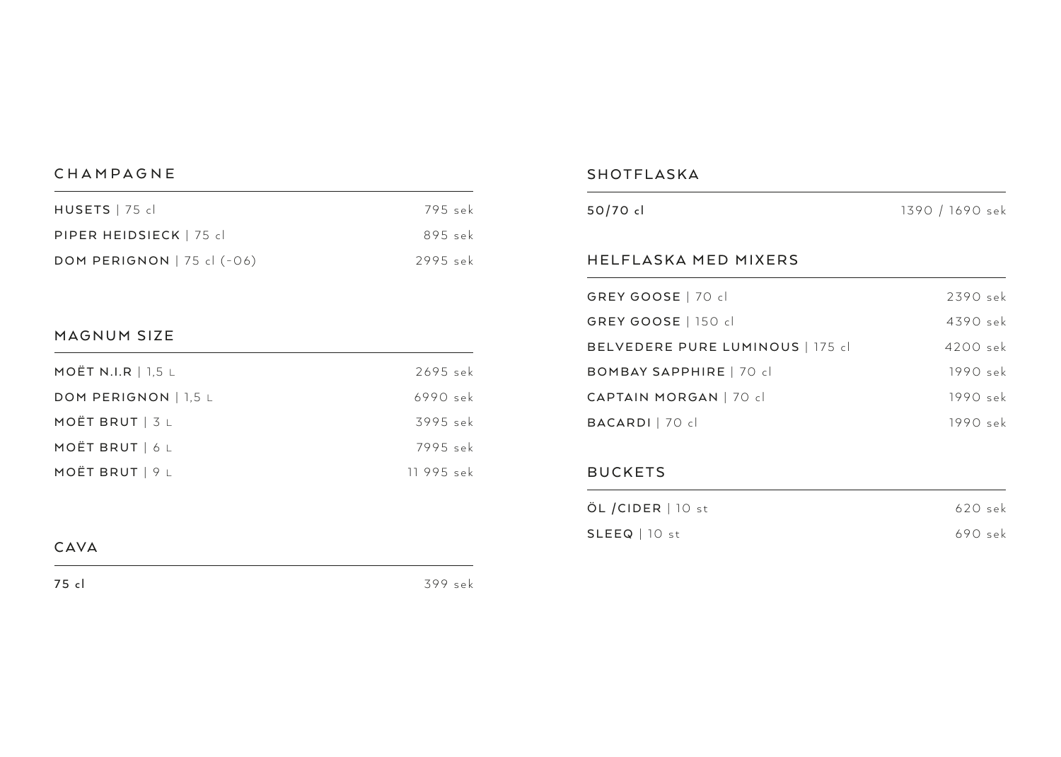## CHAMPAGNE

| | |
|---|---|
| **HUSETS** \| 75 cl | 795 sek |
| **PIPER HEIDSIECK** \| 75 cl | 895 sek |
| **DOM PERIGNON** \| 75 cl (-06) | 2995 sek |

## MAGNUM SIZE

| | |
|---|---|
| **MOËT N.I.R** \| 1,5 L | 2695 sek |
| **DOM PERIGNON** \| 1,5 L | 6990 sek |
| **MOËT BRUT** \| 3 L | 3995 sek |
| **MOËT BRUT** \| 6 L | 7995 sek |
| **MOËT BRUT** \| 9 L | 11 995 sek |

## CAVA

| | |
|---|---|
| **75 cl** | 399 sek |

## SHOTFLASKA

| | |
|---|---|
| **50/70 cl** | 1390 / 1690 sek |

## HELFLASKA MED MIXERS

| | |
|---|---|
| **GREY GOOSE** \| 70 cl | 2390 sek |
| **GREY GOOSE** \| 150 cl | 4390 sek |
| **BELVEDERE PURE LUMINOUS** \| 175 cl | 4200 sek |
| **BOMBAY SAPPHIRE** \| 70 cl | 1990 sek |
| **CAPTAIN MORGAN** \| 70 cl | 1990 sek |
| **BACARDI** \| 70 cl | 1990 sek |

## BUCKETS

| | |
|---|---|
| **ÖL /CIDER** \| 10 st | 620 sek |
| **SLEEQ** \| 10 st | 690 sek |